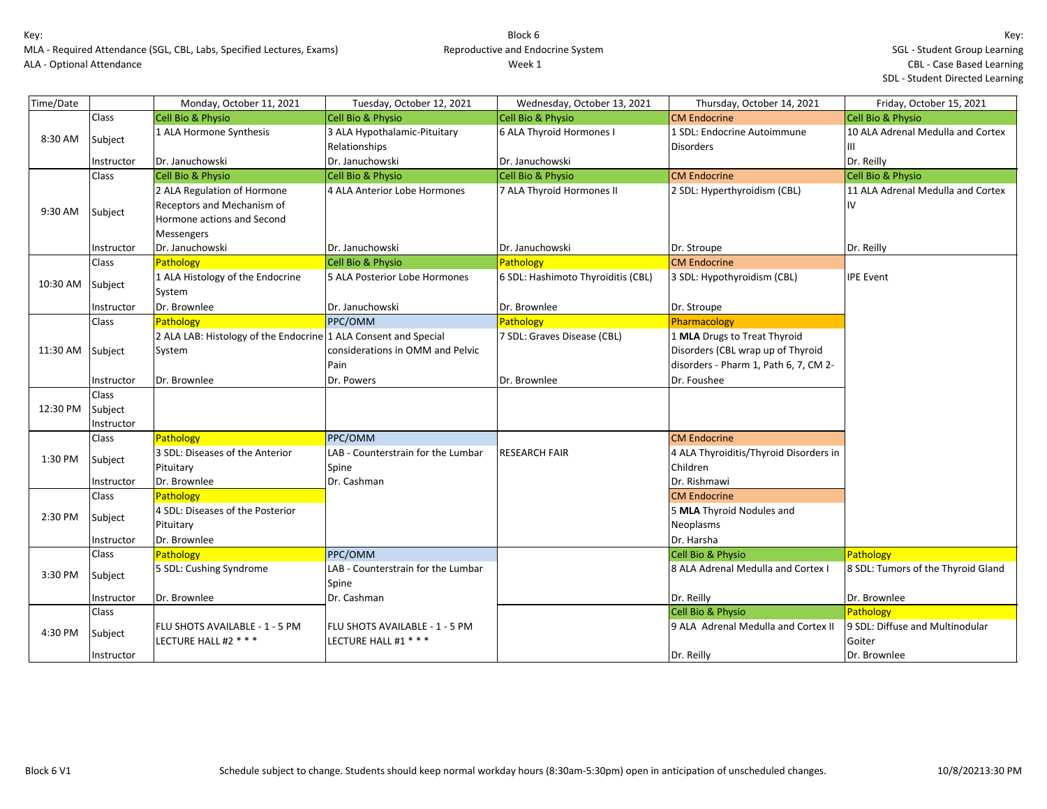Key:
MLA - Required Attendance (SGL, CBL, Labs, Specified Lectures, Exams)
ALA - Optional Attendance

Block 6
Reproductive and Endocrine System
Week 1

Key:
SGL - Student Group Learning
CBL - Case Based Learning
SDL - Student Directed Learning

| Time/Date | | Monday, October 11, 2021 | Tuesday, October 12, 2021 | Wednesday, October 13, 2021 | Thursday, October 14, 2021 | Friday, October 15, 2021 |
|---|---|---|---|---|---|---|
| 8:30 AM | Class | Cell Bio & Physio | Cell Bio & Physio | Cell Bio & Physio | CM Endocrine | Cell Bio & Physio |
| | Subject | 1 ALA Hormone Synthesis | 3 ALA Hypothalamic-Pituitary Relationships | 6 ALA Thyroid Hormones I | 1 SDL: Endocrine Autoimmune Disorders | 10 ALA Adrenal Medulla and Cortex III |
| | Instructor | Dr. Januchowski | Dr. Januchowski | Dr. Januchowski | | Dr. Reilly |
| 9:30 AM | Class | Cell Bio & Physio | Cell Bio & Physio | Cell Bio & Physio | CM Endocrine | Cell Bio & Physio |
| | Subject | 2 ALA Regulation of Hormone Receptors and Mechanism of Hormone actions and Second Messengers | 4 ALA Anterior Lobe Hormones | 7 ALA Thyroid Hormones II | 2 SDL: Hyperthyroidism (CBL) | 11 ALA Adrenal Medulla and Cortex IV |
| | Instructor | Dr. Januchowski | Dr. Januchowski | Dr. Januchowski | Dr. Stroupe | Dr. Reilly |
| 10:30 AM | Class | Pathology | Cell Bio & Physio | Pathology | CM Endocrine | |
| | Subject | 1 ALA Histology of the Endocrine System | 5 ALA Posterior Lobe Hormones | 6 SDL: Hashimoto Thyroiditis (CBL) | 3 SDL: Hypothyroidism (CBL) | IPE Event |
| | Instructor | Dr. Brownlee | Dr. Januchowski | Dr. Brownlee | Dr. Stroupe | |
| 11:30 AM | Class | Pathology | PPC/OMM | Pathology | Pharmacology | |
| | Subject | 2 ALA LAB: Histology of the Endocrine System | 1 ALA Consent and Special considerations in OMM and Pelvic Pain | 7 SDL: Graves Disease (CBL) | 1 **MLA** Drugs to Treat Thyroid Disorders (CBL wrap up of Thyroid disorders - Pharm 1, Path 6, 7, CM 2- | |
| | Instructor | Dr. Brownlee | Dr. Powers | Dr. Brownlee | Dr. Foushee | |
| 12:30 PM | Class | | | | | |
| | Subject | | | | | |
| | Instructor | | | | | |
| 1:30 PM | Class | Pathology | PPC/OMM | | CM Endocrine | |
| | Subject | 3 SDL: Diseases of the Anterior Pituitary | LAB - Counterstrain for the Lumbar Spine | RESEARCH FAIR | 4 ALA Thyroiditis/Thyroid Disorders in Children | |
| | Instructor | Dr. Brownlee | Dr. Cashman | | Dr. Rishmawi | |
| 2:30 PM | Class | Pathology | | | CM Endocrine | |
| | Subject | 4 SDL: Diseases of the Posterior Pituitary | | | 5 **MLA** Thyroid Nodules and Neoplasms | |
| | Instructor | Dr. Brownlee | | | Dr. Harsha | |
| 3:30 PM | Class | Pathology | PPC/OMM | | Cell Bio & Physio | Pathology |
| | Subject | 5 SDL: Cushing Syndrome | LAB - Counterstrain for the Lumbar Spine | | 8 ALA Adrenal Medulla and Cortex I | 8 SDL: Tumors of the Thyroid Gland |
| | Instructor | Dr. Brownlee | Dr. Cashman | | Dr. Reilly | Dr. Brownlee |
| 4:30 PM | Class | | | | Cell Bio & Physio | Pathology |
| | Subject | FLU SHOTS AVAILABLE - 1 - 5 PM LECTURE HALL #2 * * * | FLU SHOTS AVAILABLE - 1 - 5 PM LECTURE HALL #1 * * * | | 9 ALA Adrenal Medulla and Cortex II | 9 SDL: Diffuse and Multinodular Goiter |
| | Instructor | | | | Dr. Reilly | Dr. Brownlee |

Block 6 V1 — Schedule subject to change. Students should keep normal workday hours (8:30am-5:30pm) open in anticipation of unscheduled changes. — 10/8/20213:30 PM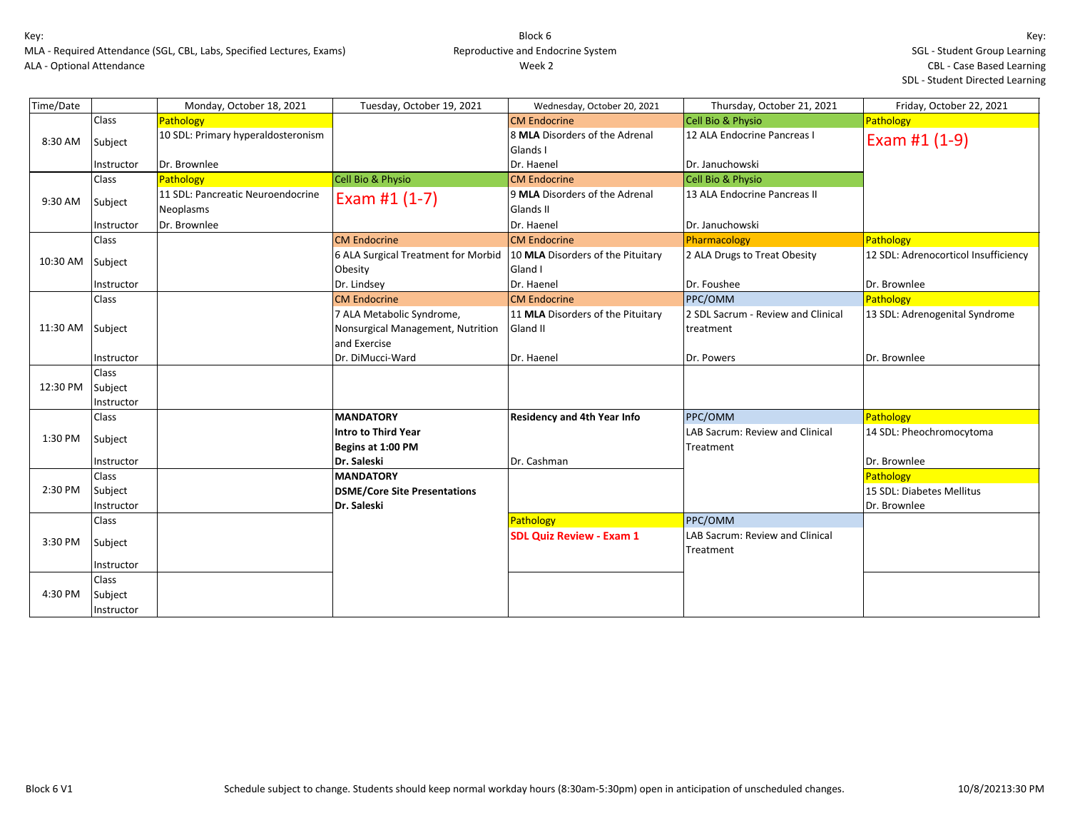Key:
MLA - Required Attendance (SGL, CBL, Labs, Specified Lectures, Exams)
ALA - Optional Attendance

Block 6
Reproductive and Endocrine System
Week 2

Key:
SGL - Student Group Learning
CBL - Case Based Learning
SDL - Student Directed Learning

| Time/Date | | Monday, October 18, 2021 | Tuesday, October 19, 2021 | Wednesday, October 20, 2021 | Thursday, October 21, 2021 | Friday, October 22, 2021 |
|---|---|---|---|---|---|---|
| 8:30 AM | Class | Pathology | | CM Endocrine | Cell Bio & Physio | Pathology |
| | Subject | 10 SDL: Primary hyperaldosteronism | | 8 **MLA** Disorders of the Adrenal Glands I | 12 ALA Endocrine Pancreas I | Exam #1 (1-9) |
| | Instructor | Dr. Brownlee | | Dr. Haenel | Dr. Januchowski | |
| 9:30 AM | Class | Pathology | Cell Bio & Physio | CM Endocrine | Cell Bio & Physio | |
| | Subject | 11 SDL: Pancreatic Neuroendocrine Neoplasms | Exam #1 (1-7) | 9 **MLA** Disorders of the Adrenal Glands II | 13 ALA Endocrine Pancreas II | |
| | Instructor | Dr. Brownlee | | Dr. Haenel | Dr. Januchowski | |
| 10:30 AM | Class | | CM Endocrine | CM Endocrine | Pharmacology | Pathology |
| | Subject | | 6 ALA Surgical Treatment for Morbid Obesity | 10 **MLA** Disorders of the Pituitary Gland I | 2 ALA Drugs to Treat Obesity | 12 SDL: Adrenocorticol Insufficiency |
| | Instructor | | Dr. Lindsey | Dr. Haenel | Dr. Foushee | Dr. Brownlee |
| 11:30 AM | Class | | CM Endocrine | CM Endocrine | PPC/OMM | Pathology |
| | Subject | | 7 ALA Metabolic Syndrome, Nonsurgical Management, Nutrition and Exercise | 11 **MLA** Disorders of the Pituitary Gland II | 2 SDL Sacrum - Review and Clinical treatment | 13 SDL: Adrenogenital Syndrome |
| | Instructor | | Dr. DiMucci-Ward | Dr. Haenel | Dr. Powers | Dr. Brownlee |
| 12:30 PM | Class | | | | | |
| | Subject | | | | | |
| | Instructor | | | | | |
| 1:30 PM | Class | | **MANDATORY** | **Residency and 4th Year Info** | PPC/OMM | Pathology |
| | Subject | | **Intro to Third Year** **Begins at 1:00 PM** | | LAB Sacrum: Review and Clinical Treatment | 14 SDL: Pheochromocytoma |
| | Instructor | | **Dr. Saleski** | Dr. Cashman | | Dr. Brownlee |
| 2:30 PM | Class | | **MANDATORY** | | | Pathology |
| | Subject | | **DSME/Core Site Presentations** | | | 15 SDL: Diabetes Mellitus |
| | Instructor | | **Dr. Saleski** | | | Dr. Brownlee |
| 3:30 PM | Class | | | Pathology | PPC/OMM | |
| | Subject | | | **SDL Quiz Review - Exam 1** | LAB Sacrum: Review and Clinical Treatment | |
| | Instructor | | | | | |
| 4:30 PM | Class | | | | | |
| | Subject | | | | | |
| | Instructor | | | | | |

Block 6 V1

Schedule subject to change. Students should keep normal workday hours (8:30am-5:30pm) open in anticipation of unscheduled changes.

10/8/20213:30 PM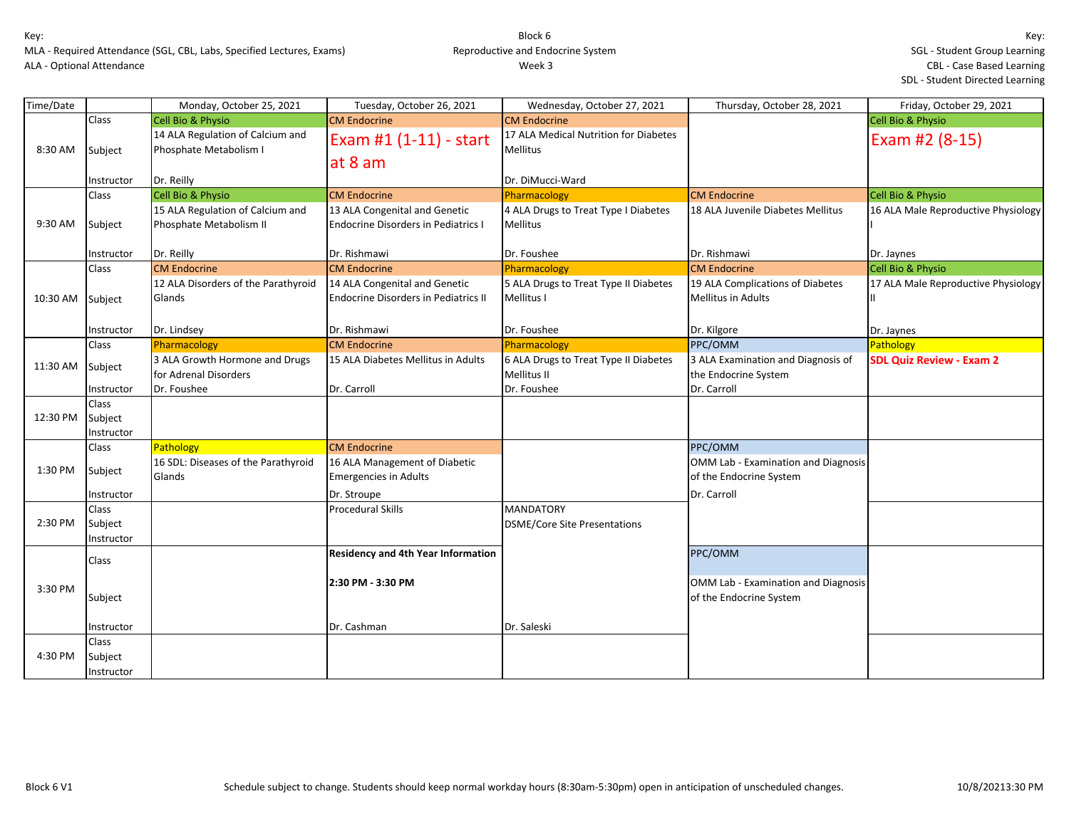Key:
MLA - Required Attendance (SGL, CBL, Labs, Specified Lectures, Exams)
ALA - Optional Attendance

Block 6
Reproductive and Endocrine System
Week 3

Key:
SGL - Student Group Learning
CBL - Case Based Learning
SDL - Student Directed Learning

| Time/Date | | Monday, October 25, 2021 | Tuesday, October 26, 2021 | Wednesday, October 27, 2021 | Thursday, October 28, 2021 | Friday, October 29, 2021 |
|---|---|---|---|---|---|---|
| 8:30 AM | Class | Cell Bio & Physio | CM Endocrine | CM Endocrine | | Cell Bio & Physio |
| | Subject | 14 ALA Regulation of Calcium and Phosphate Metabolism I | Exam #1 (1-11) - start at 8 am | 17 ALA Medical Nutrition for Diabetes Mellitus | | Exam #2 (8-15) |
| | Instructor | Dr. Reilly | | Dr. DiMucci-Ward | | |
| 9:30 AM | Class | Cell Bio & Physio | CM Endocrine | Pharmacology | CM Endocrine | Cell Bio & Physio |
| | Subject | 15 ALA Regulation of Calcium and Phosphate Metabolism II | 13 ALA Congenital and Genetic Endocrine Disorders in Pediatrics I | 4 ALA Drugs to Treat Type I Diabetes Mellitus | 18 ALA Juvenile Diabetes Mellitus | 16 ALA Male Reproductive Physiology I |
| | Instructor | Dr. Reilly | Dr. Rishmawi | Dr. Foushee | Dr. Rishmawi | Dr. Jaynes |
| 10:30 AM | Class | CM Endocrine | CM Endocrine | Pharmacology | CM Endocrine | Cell Bio & Physio |
| | Subject | 12 ALA Disorders of the Parathyroid Glands | 14 ALA Congenital and Genetic Endocrine Disorders in Pediatrics II | 5 ALA Drugs to Treat Type II Diabetes Mellitus I | 19 ALA Complications of Diabetes Mellitus in Adults | 17 ALA Male Reproductive Physiology II |
| | Instructor | Dr. Lindsey | Dr. Rishmawi | Dr. Foushee | Dr. Kilgore | Dr. Jaynes |
| 11:30 AM | Class | Pharmacology | CM Endocrine | Pharmacology | PPC/OMM | Pathology |
| | Subject | 3 ALA Growth Hormone and Drugs for Adrenal Disorders | 15 ALA Diabetes Mellitus in Adults | 6 ALA Drugs to Treat Type II Diabetes Mellitus II | 3 ALA Examination and Diagnosis of the Endocrine System | **SDL Quiz Review - Exam 2** |
| | Instructor | Dr. Foushee | Dr. Carroll | Dr. Foushee | Dr. Carroll | |
| 12:30 PM | Class | | | | | |
| | Subject | | | | | |
| | Instructor | | | | | |
| 1:30 PM | Class | Pathology | CM Endocrine | | PPC/OMM | |
| | Subject | 16 SDL: Diseases of the Parathyroid Glands | 16 ALA Management of Diabetic Emergencies in Adults | | OMM Lab - Examination and Diagnosis of the Endocrine System | |
| | Instructor | | Dr. Stroupe | | Dr. Carroll | |
| 2:30 PM | Class | | Procedural Skills | MANDATORY | | |
| | Subject | | | DSME/Core Site Presentations | | |
| | Instructor | | | | | |
| 3:30 PM | Class | | **Residency and 4th Year Information** | | PPC/OMM | |
| | Subject | | **2:30 PM - 3:30 PM** | | OMM Lab - Examination and Diagnosis of the Endocrine System | |
| | Instructor | | Dr. Cashman | Dr. Saleski | | |
| 4:30 PM | Class | | | | | |
| | Subject | | | | | |
| | Instructor | | | | | |

Block 6 V1

Schedule subject to change. Students should keep normal workday hours (8:30am-5:30pm) open in anticipation of unscheduled changes.

10/8/20213:30 PM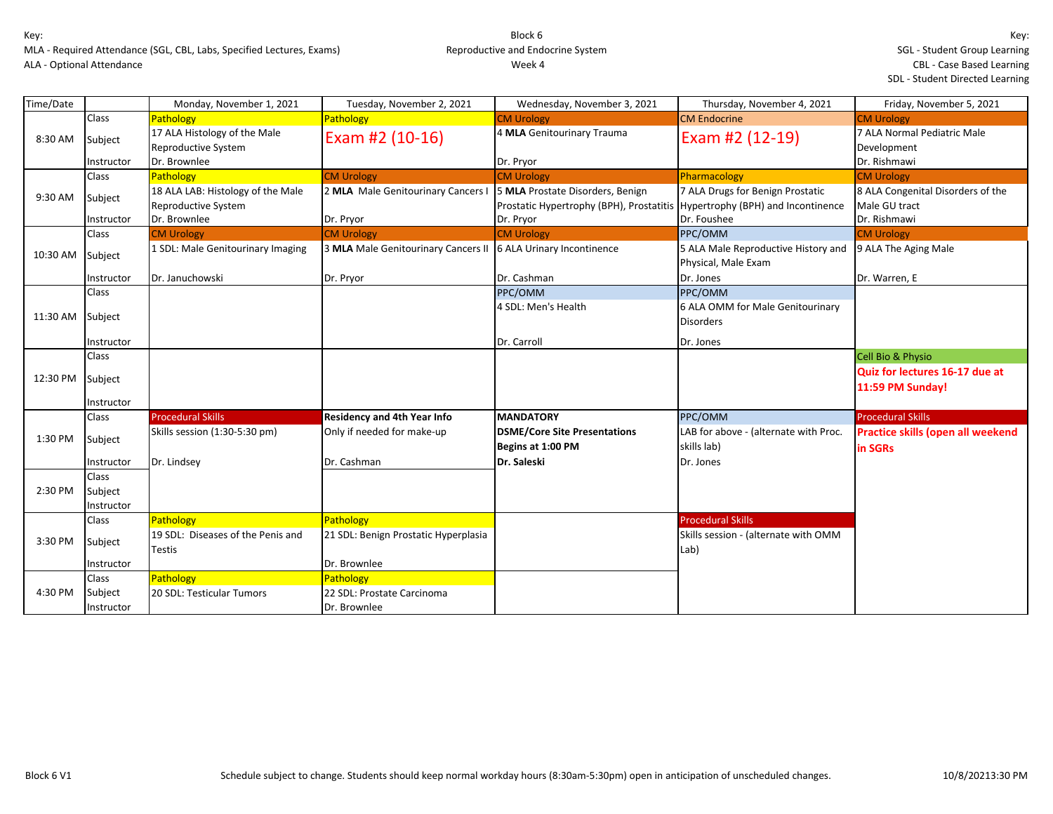Key:
MLA - Required Attendance (SGL, CBL, Labs, Specified Lectures, Exams)
ALA - Optional Attendance

Block 6
Reproductive and Endocrine System
Week 4

Key:
SGL - Student Group Learning
CBL - Case Based Learning
SDL - Student Directed Learning

| Time/Date | | Monday, November 1, 2021 | Tuesday, November 2, 2021 | Wednesday, November 3, 2021 | Thursday, November 4, 2021 | Friday, November 5, 2021 |
|---|---|---|---|---|---|---|
| 8:30 AM | Class | Pathology | Pathology | CM Urology | CM Endocrine | CM Urology |
| | Subject | 17 ALA Histology of the Male Reproductive System | Exam #2 (10-16) | 4 **MLA** Genitourinary Trauma | Exam #2 (12-19) | 7 ALA Normal Pediatric Male Development |
| | Instructor | Dr. Brownlee | | Dr. Pryor | | Dr. Rishmawi |
| 9:30 AM | Class | Pathology | CM Urology | CM Urology | Pharmacology | CM Urology |
| | Subject | 18 ALA LAB: Histology of the Male Reproductive System | 2 **MLA** Male Genitourinary Cancers I | 5 **MLA** Prostate Disorders, Benign Prostatic Hypertrophy (BPH), Prostatitis | 7 ALA Drugs for Benign Prostatic Hypertrophy (BPH) and Incontinence | 8 ALA Congenital Disorders of the Male GU tract |
| | Instructor | Dr. Brownlee | Dr. Pryor | Dr. Pryor | Dr. Foushee | Dr. Rishmawi |
| 10:30 AM | Class | CM Urology | CM Urology | CM Urology | PPC/OMM | CM Urology |
| | Subject | 1 SDL: Male Genitourinary Imaging | 3 **MLA** Male Genitourinary Cancers II | 6 ALA Urinary Incontinence | 5 ALA Male Reproductive History and Physical, Male Exam | 9 ALA The Aging Male |
| | Instructor | Dr. Januchowski | Dr. Pryor | Dr. Cashman | Dr. Jones | Dr. Warren, E |
| 11:30 AM | Class | | | PPC/OMM | PPC/OMM | |
| | Subject | | | 4 SDL: Men's Health | 6 ALA OMM for Male Genitourinary Disorders | |
| | Instructor | | | Dr. Carroll | Dr. Jones | |
| 12:30 PM | Class | | | | | Cell Bio & Physio |
| | Subject | | | | | **Quiz for lectures 16-17 due at 11:59 PM Sunday!** |
| | Instructor | | | | | |
| 1:30 PM | Class | Procedural Skills | **Residency and 4th Year Info** | **MANDATORY** | PPC/OMM | Procedural Skills |
| | Subject | Skills session (1:30-5:30 pm) | Only if needed for make-up | **DSME/Core Site Presentations Begins at 1:00 PM** | LAB for above - (alternate with Proc. skills lab) | **Practice skills (open all weekend in SGRs** |
| | Instructor | Dr. Lindsey | Dr. Cashman | **Dr. Saleski** | Dr. Jones | |
| 2:30 PM | Class | | | | | |
| | Subject | | | | | |
| | Instructor | | | | | |
| 3:30 PM | Class | Pathology | Pathology | | Procedural Skills | |
| | Subject | 19 SDL: Diseases of the Penis and Testis | 21 SDL: Benign Prostatic Hyperplasia | | Skills session - (alternate with OMM Lab) | |
| | Instructor | | Dr. Brownlee | | | |
| 4:30 PM | Class | Pathology | Pathology | | | |
| | Subject | 20 SDL: Testicular Tumors | 22 SDL: Prostate Carcinoma | | | |
| | Instructor | | Dr. Brownlee | | | |

Block 6 V1 — Schedule subject to change. Students should keep normal workday hours (8:30am-5:30pm) open in anticipation of unscheduled changes. — 10/8/20213:30 PM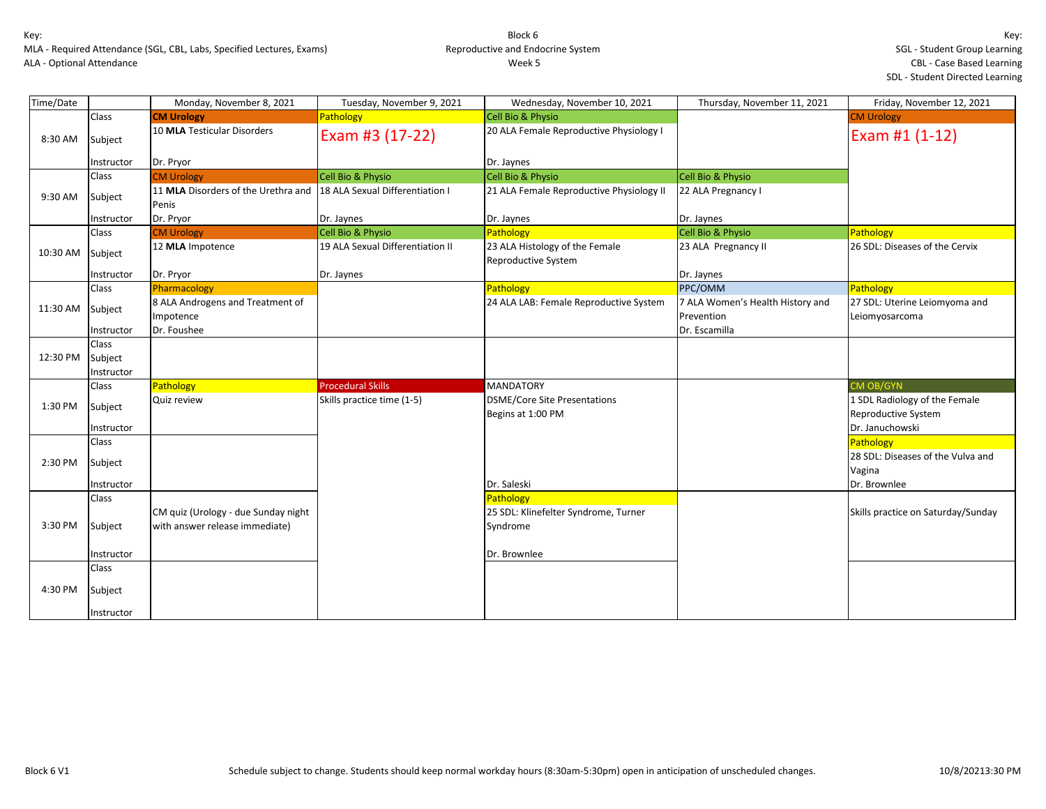Key:
MLA - Required Attendance (SGL, CBL, Labs, Specified Lectures, Exams)
ALA - Optional Attendance

**Block 6**
**Reproductive and Endocrine System**
**Week 5**

Key:
SGL - Student Group Learning
CBL - Case Based Learning
SDL - Student Directed Learning

| Time/Date | | Monday, November 8, 2021 | Tuesday, November 9, 2021 | Wednesday, November 10, 2021 | Thursday, November 11, 2021 | Friday, November 12, 2021 |
|---|---|---|---|---|---|---|
| 8:30 AM | Class | **CM Urology** | Pathology | Cell Bio & Physio | | CM Urology |
| | Subject | 10 **MLA** Testicular Disorders | Exam #3 (17-22) | 20 ALA Female Reproductive Physiology I | | Exam #1 (1-12) |
| | Instructor | Dr. Pryor | | Dr. Jaynes | | |
| 9:30 AM | Class | CM Urology | Cell Bio & Physio | Cell Bio & Physio | Cell Bio & Physio | |
| | Subject | 11 **MLA** Disorders of the Urethra and Penis | 18 ALA Sexual Differentiation I | 21 ALA Female Reproductive Physiology II | 22 ALA Pregnancy I | |
| | Instructor | Dr. Pryor | Dr. Jaynes | Dr. Jaynes | Dr. Jaynes | |
| 10:30 AM | Class | CM Urology | Cell Bio & Physio | Pathology | Cell Bio & Physio | Pathology |
| | Subject | 12 **MLA** Impotence | 19 ALA Sexual Differentiation II | 23 ALA Histology of the Female Reproductive System | 23 ALA Pregnancy II | 26 SDL: Diseases of the Cervix |
| | Instructor | Dr. Pryor | Dr. Jaynes | | Dr. Jaynes | |
| 11:30 AM | Class | Pharmacology | | Pathology | PPC/OMM | Pathology |
| | Subject | 8 ALA Androgens and Treatment of Impotence | | 24 ALA LAB: Female Reproductive System | 7 ALA Women's Health History and Prevention | 27 SDL: Uterine Leiomyoma and Leiomyosarcoma |
| | Instructor | Dr. Foushee | | | Dr. Escamilla | |
| 12:30 PM | Class | | | | | |
| | Subject | | | | | |
| | Instructor | | | | | |
| 1:30 PM | Class | Pathology | Procedural Skills | MANDATORY | | CM OB/GYN |
| | Subject | Quiz review | Skills practice time (1-5) | DSME/Core Site Presentations Begins at 1:00 PM | | 1 SDL Radiology of the Female Reproductive System |
| | Instructor | | | | | Dr. Januchowski |
| 2:30 PM | Class | | | | | Pathology |
| | Subject | | | | | 28 SDL: Diseases of the Vulva and Vagina |
| | Instructor | | | Dr. Saleski | | Dr. Brownlee |
| 3:30 PM | Class | | | Pathology | | |
| | Subject | CM quiz (Urology - due Sunday night with answer release immediate) | | 25 SDL: Klinefelter Syndrome, Turner Syndrome | | Skills practice on Saturday/Sunday |
| | Instructor | | | Dr. Brownlee | | |
| 4:30 PM | Class | | | | | |
| | Subject | | | | | |
| | Instructor | | | | | |

Block 6 V1 — Schedule subject to change. Students should keep normal workday hours (8:30am-5:30pm) open in anticipation of unscheduled changes. — 10/8/20213:30 PM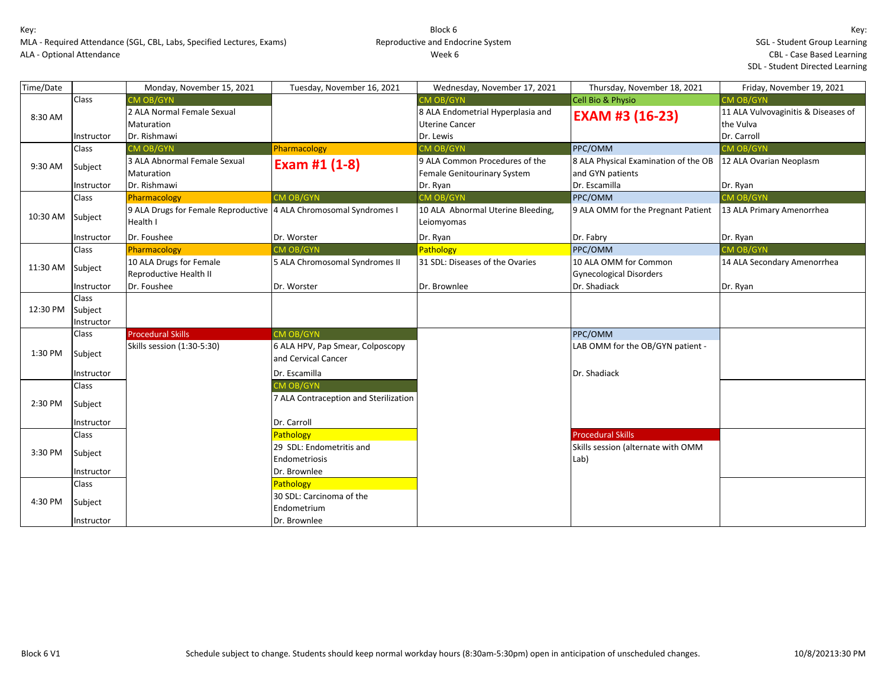Key:
MLA - Required Attendance (SGL, CBL, Labs, Specified Lectures, Exams)
ALA - Optional Attendance

Block 6
Reproductive and Endocrine System
Week 6

Key:
SGL - Student Group Learning
CBL - Case Based Learning
SDL - Student Directed Learning

| Time/Date | | Monday, November 15, 2021 | Tuesday, November 16, 2021 | Wednesday, November 17, 2021 | Thursday, November 18, 2021 | Friday, November 19, 2021 |
|---|---|---|---|---|---|---|
| 8:30 AM | Class | CM OB/GYN | | CM OB/GYN | Cell Bio & Physio | CM OB/GYN |
| | | 2 ALA Normal Female Sexual Maturation | | 8 ALA Endometrial Hyperplasia and Uterine Cancer | **EXAM #3 (16-23)** | 11 ALA Vulvovaginitis & Diseases of the Vulva |
| | Instructor | Dr. Rishmawi | | Dr. Lewis | | Dr. Carroll |
| 9:30 AM | Class | CM OB/GYN | Pharmacology | CM OB/GYN | PPC/OMM | CM OB/GYN |
| | Subject | 3 ALA Abnormal Female Sexual Maturation | **Exam #1 (1-8)** | 9 ALA Common Procedures of the Female Genitourinary System | 8 ALA Physical Examination of the OB and GYN patients | 12 ALA Ovarian Neoplasm |
| | Instructor | Dr. Rishmawi | | Dr. Ryan | Dr. Escamilla | Dr. Ryan |
| 10:30 AM | Class | Pharmacology | CM OB/GYN | CM OB/GYN | PPC/OMM | CM OB/GYN |
| | Subject | 9 ALA Drugs for Female Reproductive Health I | 4 ALA Chromosomal Syndromes I | 10 ALA Abnormal Uterine Bleeding, Leiomyomas | 9 ALA OMM for the Pregnant Patient | 13 ALA Primary Amenorrhea |
| | Instructor | Dr. Foushee | Dr. Worster | Dr. Ryan | Dr. Fabry | Dr. Ryan |
| 11:30 AM | Class | Pharmacology | CM OB/GYN | Pathology | PPC/OMM | CM OB/GYN |
| | Subject | 10 ALA Drugs for Female Reproductive Health II | 5 ALA Chromosomal Syndromes II | 31 SDL: Diseases of the Ovaries | 10 ALA OMM for Common Gynecological Disorders | 14 ALA Secondary Amenorrhea |
| | Instructor | Dr. Foushee | Dr. Worster | Dr. Brownlee | Dr. Shadiack | Dr. Ryan |
| 12:30 PM | Class | | | | | |
| | Subject | | | | | |
| | Instructor | | | | | |
| 1:30 PM | Class | Procedural Skills | CM OB/GYN | | PPC/OMM | |
| | Subject | Skills session (1:30-5:30) | 6 ALA HPV, Pap Smear, Colposcopy and Cervical Cancer | | LAB OMM for the OB/GYN patient - | |
| | Instructor | | Dr. Escamilla | | Dr. Shadiack | |
| 2:30 PM | Class | | CM OB/GYN | | | |
| | Subject | | 7 ALA Contraception and Sterilization | | | |
| | Instructor | | Dr. Carroll | | | |
| 3:30 PM | Class | | Pathology | | Procedural Skills | |
| | Subject | | 29 SDL: Endometritis and Endometriosis | | Skills session (alternate with OMM Lab) | |
| | Instructor | | Dr. Brownlee | | | |
| 4:30 PM | Class | | Pathology | | | |
| | Subject | | 30 SDL: Carcinoma of the Endometrium | | | |
| | Instructor | | Dr. Brownlee | | | |

Block 6 V1 — Schedule subject to change. Students should keep normal workday hours (8:30am-5:30pm) open in anticipation of unscheduled changes. — 10/8/20213:30 PM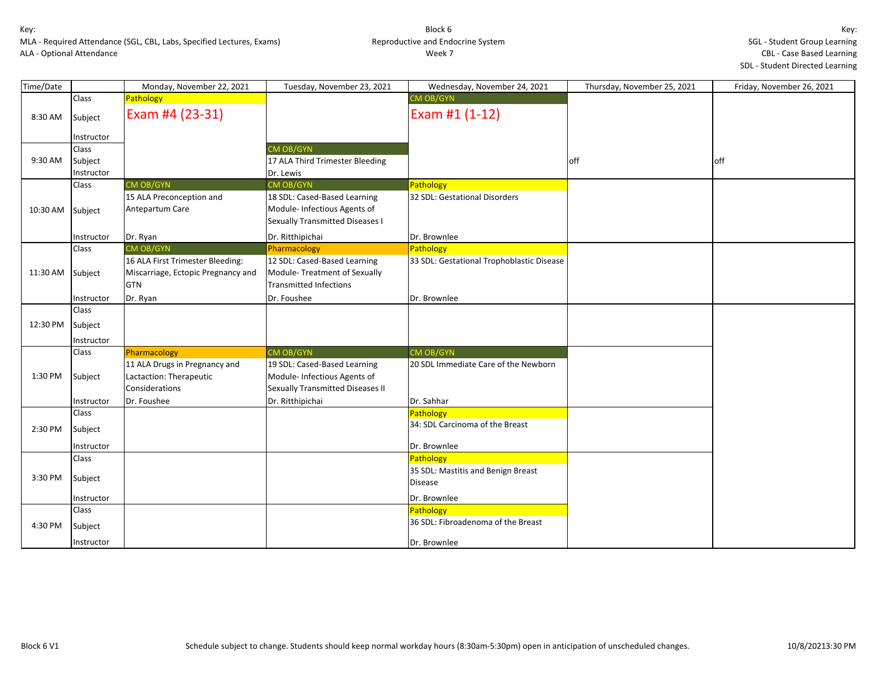Key:
MLA - Required Attendance (SGL, CBL, Labs, Specified Lectures, Exams)
ALA - Optional Attendance

Block 6
Reproductive and Endocrine System
Week 7

Key:
SGL - Student Group Learning
CBL - Case Based Learning
SDL - Student Directed Learning

| Time/Date | | Monday, November 22, 2021 | Tuesday, November 23, 2021 | Wednesday, November 24, 2021 | Thursday, November 25, 2021 | Friday, November 26, 2021 |
|---|---|---|---|---|---|---|
| 8:30 AM | Class | Pathology | | CM OB/GYN | | |
| | Subject | Exam #4 (23-31) | | Exam #1 (1-12) | | |
| | Instructor | | | | | |
| 9:30 AM | Class | | CM OB/GYN | | | |
| | Subject | | 17 ALA Third Trimester Bleeding | | off | off |
| | Instructor | | Dr. Lewis | | | |
| 10:30 AM | Class | CM OB/GYN | CM OB/GYN | Pathology | | |
| | Subject | 15 ALA Preconception and Antepartum Care | 18 SDL: Cased-Based Learning Module- Infectious Agents of Sexually Transmitted Diseases I | 32 SDL: Gestational Disorders | | |
| | Instructor | Dr. Ryan | Dr. Ritthipichai | Dr. Brownlee | | |
| 11:30 AM | Class | CM OB/GYN | Pharmacology | Pathology | | |
| | Subject | 16 ALA First Trimester Bleeding: Miscarriage, Ectopic Pregnancy and GTN | 12 SDL: Cased-Based Learning Module- Treatment of Sexually Transmitted Infections | 33 SDL: Gestational Trophoblastic Disease | | |
| | Instructor | Dr. Ryan | Dr. Foushee | Dr. Brownlee | | |
| 12:30 PM | Class | | | | | |
| | Subject | | | | | |
| | Instructor | | | | | |
| 1:30 PM | Class | Pharmacology | CM OB/GYN | CM OB/GYN | | |
| | Subject | 11 ALA Drugs in Pregnancy and Lactaction: Therapeutic Considerations | 19 SDL: Cased-Based Learning Module- Infectious Agents of Sexually Transmitted Diseases II | 20 SDL Immediate Care of the Newborn | | |
| | Instructor | Dr. Foushee | Dr. Ritthipichai | Dr. Sahhar | | |
| 2:30 PM | Class | | | Pathology | | |
| | Subject | | | 34: SDL Carcinoma of the Breast | | |
| | Instructor | | | Dr. Brownlee | | |
| 3:30 PM | Class | | | Pathology | | |
| | Subject | | | 35 SDL: Mastitis and Benign Breast Disease | | |
| | Instructor | | | Dr. Brownlee | | |
| 4:30 PM | Class | | | Pathology | | |
| | Subject | | | 36 SDL: Fibroadenoma of the Breast | | |
| | Instructor | | | Dr. Brownlee | | |

Block 6 V1

Schedule subject to change. Students should keep normal workday hours (8:30am-5:30pm) open in anticipation of unscheduled changes.

10/8/20213:30 PM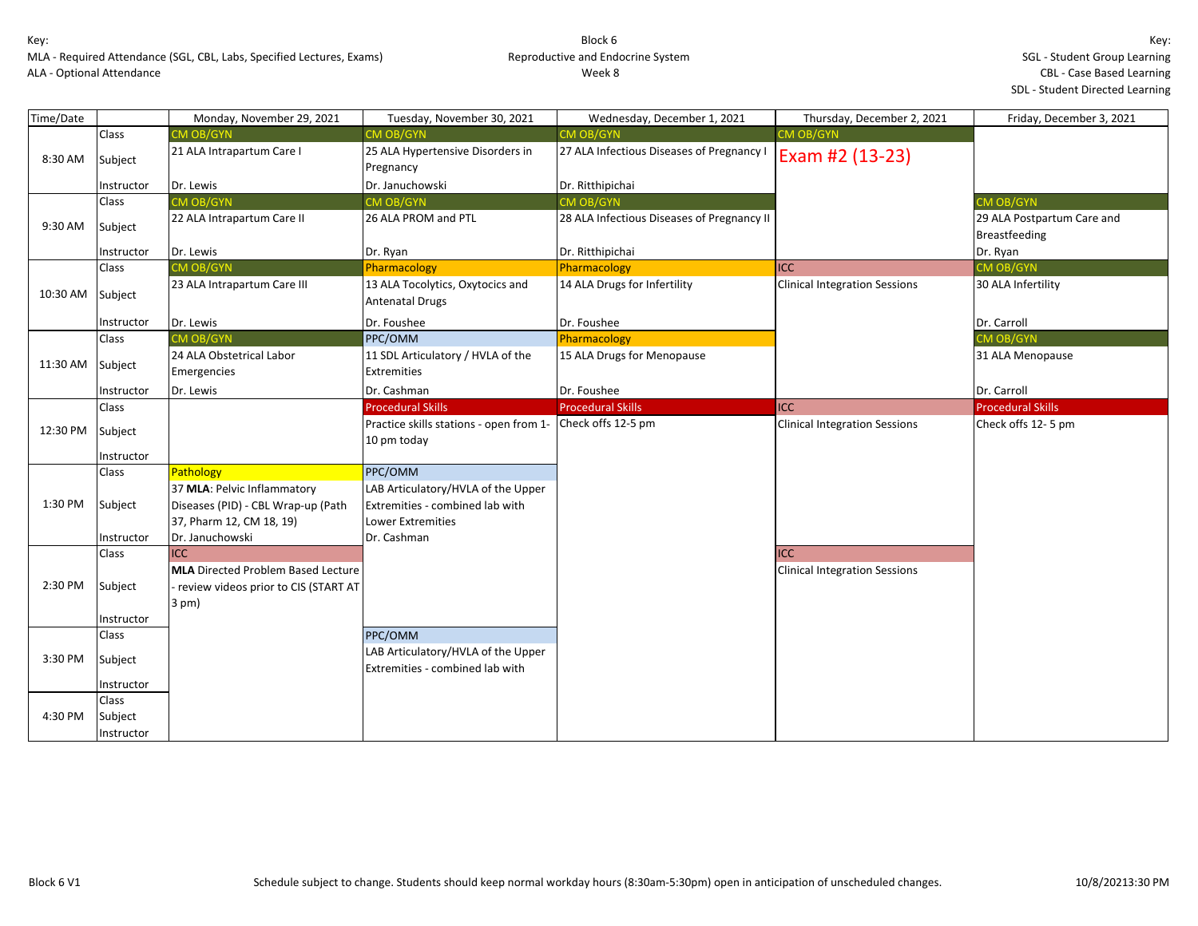Key:
MLA - Required Attendance (SGL, CBL, Labs, Specified Lectures, Exams)
ALA - Optional Attendance

Block 6
Reproductive and Endocrine System
Week 8

Key:
SGL - Student Group Learning
CBL - Case Based Learning
SDL - Student Directed Learning

| Time/Date | | Monday, November 29, 2021 | Tuesday, November 30, 2021 | Wednesday, December 1, 2021 | Thursday, December 2, 2021 | Friday, December 3, 2021 |
|---|---|---|---|---|---|---|
| 8:30 AM | Class | CM OB/GYN | CM OB/GYN | CM OB/GYN | CM OB/GYN | |
| | Subject | 21 ALA Intrapartum Care I | 25 ALA Hypertensive Disorders in Pregnancy | 27 ALA Infectious Diseases of Pregnancy I | Exam #2 (13-23) | |
| | Instructor | Dr. Lewis | Dr. Januchowski | Dr. Ritthipichai | | |
| 9:30 AM | Class | CM OB/GYN | CM OB/GYN | CM OB/GYN | | CM OB/GYN |
| | Subject | 22 ALA Intrapartum Care II | 26 ALA PROM and PTL | 28 ALA Infectious Diseases of Pregnancy II | | 29 ALA Postpartum Care and Breastfeeding |
| | Instructor | Dr. Lewis | Dr. Ryan | Dr. Ritthipichai | | Dr. Ryan |
| 10:30 AM | Class | CM OB/GYN | Pharmacology | Pharmacology | ICC | CM OB/GYN |
| | Subject | 23 ALA Intrapartum Care III | 13 ALA Tocolytics, Oxytocics and Antenatal Drugs | 14 ALA Drugs for Infertility | Clinical Integration Sessions | 30 ALA Infertility |
| | Instructor | Dr. Lewis | Dr. Foushee | Dr. Foushee | | Dr. Carroll |
| 11:30 AM | Class | CM OB/GYN | PPC/OMM | Pharmacology | | CM OB/GYN |
| | Subject | 24 ALA Obstetrical Labor Emergencies | 11 SDL Articulatory / HVLA of the Extremities | 15 ALA Drugs for Menopause | | 31 ALA Menopause |
| | Instructor | Dr. Lewis | Dr. Cashman | Dr. Foushee | | Dr. Carroll |
| 12:30 PM | Class | | Procedural Skills | Procedural Skills | ICC | Procedural Skills |
| | Subject | | Practice skills stations - open from 1-10 pm today | Check offs 12-5 pm | Clinical Integration Sessions | Check offs 12- 5 pm |
| | Instructor | | | | | |
| 1:30 PM | Class | Pathology | PPC/OMM | | | |
| | Subject | 37 **MLA**: Pelvic Inflammatory Diseases (PID) - CBL Wrap-up (Path 37, Pharm 12, CM 18, 19) | LAB Articulatory/HVLA of the Upper Extremities - combined lab with Lower Extremities | | | |
| | Instructor | Dr. Januchowski | Dr. Cashman | | | |
| 2:30 PM | Class | ICC | | | ICC | |
| | Subject | **MLA** Directed Problem Based Lecture - review videos prior to CIS (START AT 3 pm) | | | Clinical Integration Sessions | |
| | Instructor | | | | | |
| 3:30 PM | Class | | PPC/OMM | | | |
| | Subject | | LAB Articulatory/HVLA of the Upper Extremities - combined lab with | | | |
| | Instructor | | | | | |
| 4:30 PM | Class | | | | | |
| | Subject | | | | | |
| | Instructor | | | | | |

Block 6 V1 — Schedule subject to change. Students should keep normal workday hours (8:30am-5:30pm) open in anticipation of unscheduled changes. — 10/8/20213:30 PM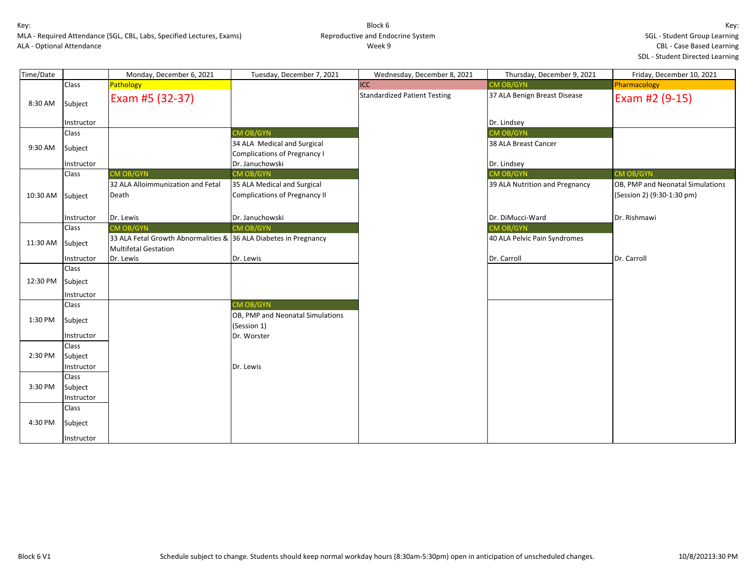Key:
MLA - Required Attendance (SGL, CBL, Labs, Specified Lectures, Exams)
ALA - Optional Attendance

Block 6
Reproductive and Endocrine System
Week 9

Key:
SGL - Student Group Learning
CBL - Case Based Learning
SDL - Student Directed Learning

| Time/Date | | Monday, December 6, 2021 | Tuesday, December 7, 2021 | Wednesday, December 8, 2021 | Thursday, December 9, 2021 | Friday, December 10, 2021 |
|---|---|---|---|---|---|---|
| 8:30 AM | Class | Pathology | | ICC | CM OB/GYN | Pharmacology |
| | Subject | Exam #5 (32-37) | | Standardized Patient Testing | 37 ALA Benign Breast Disease | Exam #2 (9-15) |
| | Instructor | | | | Dr. Lindsey | |
| 9:30 AM | Class | | CM OB/GYN | | CM OB/GYN | |
| | Subject | | 34 ALA Medical and Surgical Complications of Pregnancy I | | 38 ALA Breast Cancer | |
| | Instructor | | Dr. Januchowski | | Dr. Lindsey | |
| 10:30 AM | Class | CM OB/GYN | CM OB/GYN | | CM OB/GYN | CM OB/GYN |
| | Subject | 32 ALA Alloimmunization and Fetal Death | 35 ALA Medical and Surgical Complications of Pregnancy II | | 39 ALA Nutrition and Pregnancy | OB, PMP and Neonatal Simulations (Session 2) (9:30-1:30 pm) |
| | Instructor | Dr. Lewis | Dr. Januchowski | | Dr. DiMucci-Ward | Dr. Rishmawi |
| 11:30 AM | Class | CM OB/GYN | CM OB/GYN | | CM OB/GYN | |
| | Subject | 33 ALA Fetal Growth Abnormalities & Multifetal Gestation | 36 ALA Diabetes in Pregnancy | | 40 ALA Pelvic Pain Syndromes | |
| | Instructor | Dr. Lewis | Dr. Lewis | | Dr. Carroll | Dr. Carroll |
| 12:30 PM | Class | | | | | |
| | Subject | | | | | |
| | Instructor | | | | | |
| 1:30 PM | Class | | CM OB/GYN | | | |
| | Subject | | OB, PMP and Neonatal Simulations (Session 1) | | | |
| | Instructor | | Dr. Worster | | | |
| 2:30 PM | Class | | | | | |
| | Subject | | | | | |
| | Instructor | | Dr. Lewis | | | |
| 3:30 PM | Class | | | | | |
| | Subject | | | | | |
| | Instructor | | | | | |
| 4:30 PM | Class | | | | | |
| | Subject | | | | | |
| | Instructor | | | | | |

Block 6 V1

Schedule subject to change. Students should keep normal workday hours (8:30am-5:30pm) open in anticipation of unscheduled changes.

10/8/20213:30 PM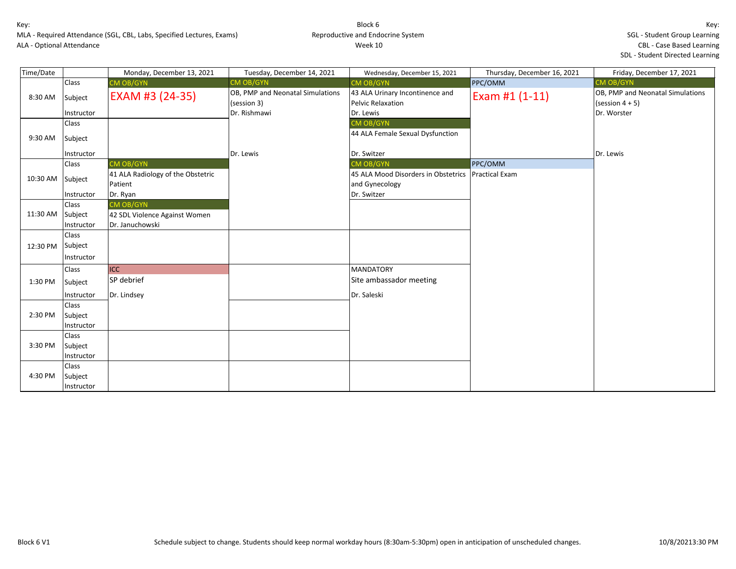Key:
MLA - Required Attendance (SGL, CBL, Labs, Specified Lectures, Exams)
ALA - Optional Attendance

Block 6
Reproductive and Endocrine System
Week 10

Key:
SGL - Student Group Learning
CBL - Case Based Learning
SDL - Student Directed Learning

| Time/Date | | Monday, December 13, 2021 | Tuesday, December 14, 2021 | Wednesday, December 15, 2021 | Thursday, December 16, 2021 | Friday, December 17, 2021 |
|---|---|---|---|---|---|---|
| 8:30 AM | Class | CM OB/GYN | CM OB/GYN | CM OB/GYN | PPC/OMM | CM OB/GYN |
| | Subject | EXAM #3 (24-35) | OB, PMP and Neonatal Simulations (session 3) | 43 ALA Urinary Incontinence and Pelvic Relaxation | Exam #1 (1-11) | OB, PMP and Neonatal Simulations (session 4 + 5) |
| | Instructor | | Dr. Rishmawi | Dr. Lewis | | Dr. Worster |
| 9:30 AM | Class | | | CM OB/GYN | | |
| | Subject | | | 44 ALA Female Sexual Dysfunction | | |
| | Instructor | | Dr. Lewis | Dr. Switzer | | Dr. Lewis |
| 10:30 AM | Class | CM OB/GYN | | CM OB/GYN | PPC/OMM | |
| | Subject | 41 ALA Radiology of the Obstetric Patient | | 45 ALA Mood Disorders in Obstetrics and Gynecology | Practical Exam | |
| | Instructor | Dr. Ryan | | Dr. Switzer | | |
| 11:30 AM | Class | CM OB/GYN | | | | |
| | Subject | 42 SDL Violence Against Women | | | | |
| | Instructor | Dr. Januchowski | | | | |
| 12:30 PM | Class | | | | | |
| | Subject | | | | | |
| | Instructor | | | | | |
| 1:30 PM | Class | ICC | | MANDATORY | | |
| | Subject | SP debrief | | Site ambassador meeting | | |
| | Instructor | Dr. Lindsey | | Dr. Saleski | | |
| 2:30 PM | Class | | | | | |
| | Subject | | | | | |
| | Instructor | | | | | |
| 3:30 PM | Class | | | | | |
| | Subject | | | | | |
| | Instructor | | | | | |
| 4:30 PM | Class | | | | | |
| | Subject | | | | | |
| | Instructor | | | | | |

Block 6 V1 — Schedule subject to change. Students should keep normal workday hours (8:30am-5:30pm) open in anticipation of unscheduled changes. — 10/8/20213:30 PM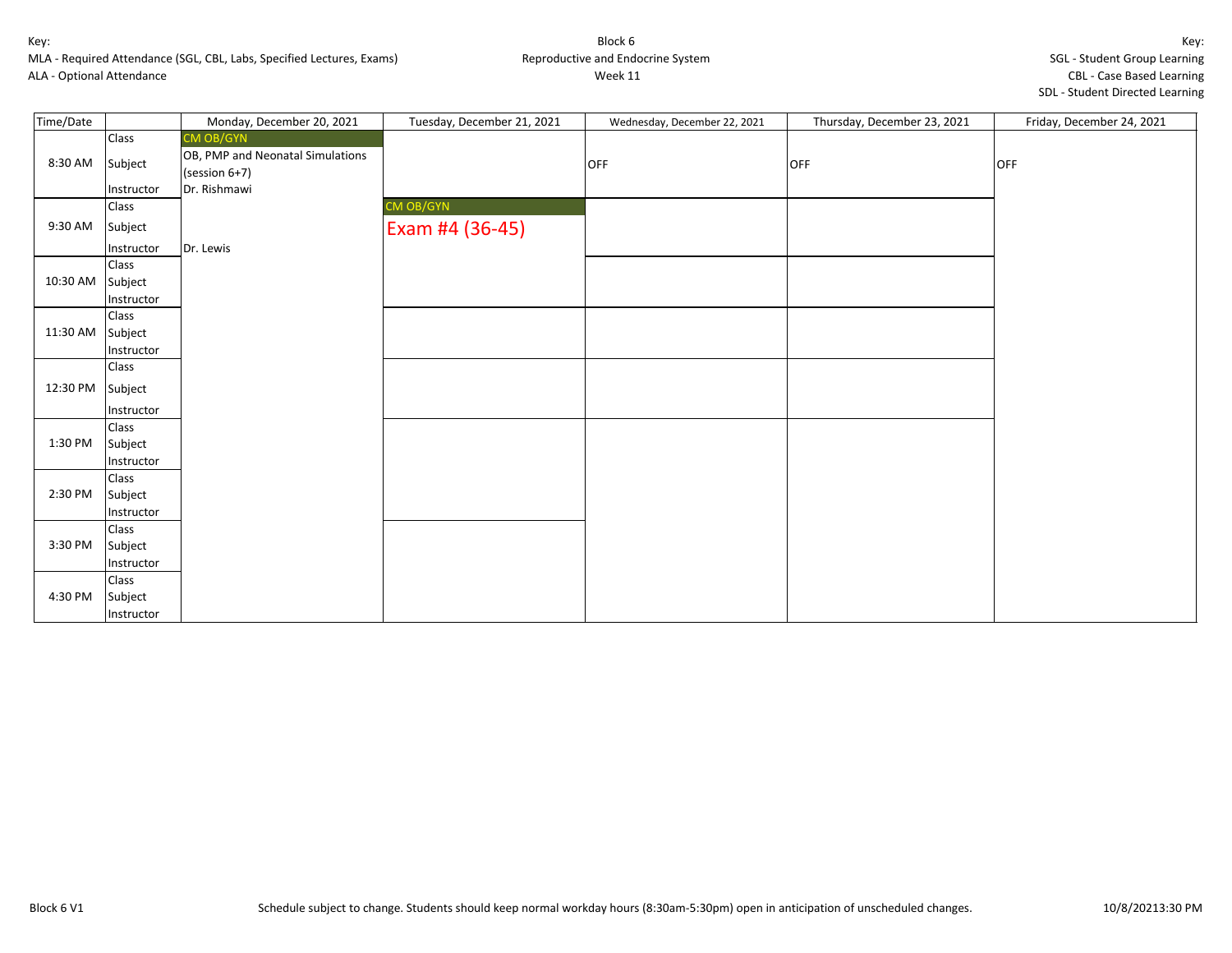Key:
MLA - Required Attendance (SGL, CBL, Labs, Specified Lectures, Exams)
ALA - Optional Attendance

Block 6
Reproductive and Endocrine System
Week 11

Key:
SGL - Student Group Learning
CBL - Case Based Learning
SDL - Student Directed Learning

| Time/Date | | Monday, December 20, 2021 | Tuesday, December 21, 2021 | Wednesday, December 22, 2021 | Thursday, December 23, 2021 | Friday, December 24, 2021 |
|---|---|---|---|---|---|---|
| 8:30 AM | Class | CM OB/GYN | | | | |
| | Subject | OB, PMP and Neonatal Simulations (session 6+7) | | OFF | OFF | OFF |
| | Instructor | Dr. Rishmawi | | | | |
| 9:30 AM | Class | | CM OB/GYN | | | |
| | Subject | | Exam #4 (36-45) | | | |
| | Instructor | Dr. Lewis | | | | |
| 10:30 AM | Class | | | | | |
| | Subject | | | | | |
| | Instructor | | | | | |
| 11:30 AM | Class | | | | | |
| | Subject | | | | | |
| | Instructor | | | | | |
| 12:30 PM | Class | | | | | |
| | Subject | | | | | |
| | Instructor | | | | | |
| 1:30 PM | Class | | | | | |
| | Subject | | | | | |
| | Instructor | | | | | |
| 2:30 PM | Class | | | | | |
| | Subject | | | | | |
| | Instructor | | | | | |
| 3:30 PM | Class | | | | | |
| | Subject | | | | | |
| | Instructor | | | | | |
| 4:30 PM | Class | | | | | |
| | Subject | | | | | |
| | Instructor | | | | | |

Block 6 V1

Schedule subject to change. Students should keep normal workday hours (8:30am-5:30pm) open in anticipation of unscheduled changes.

10/8/20213:30 PM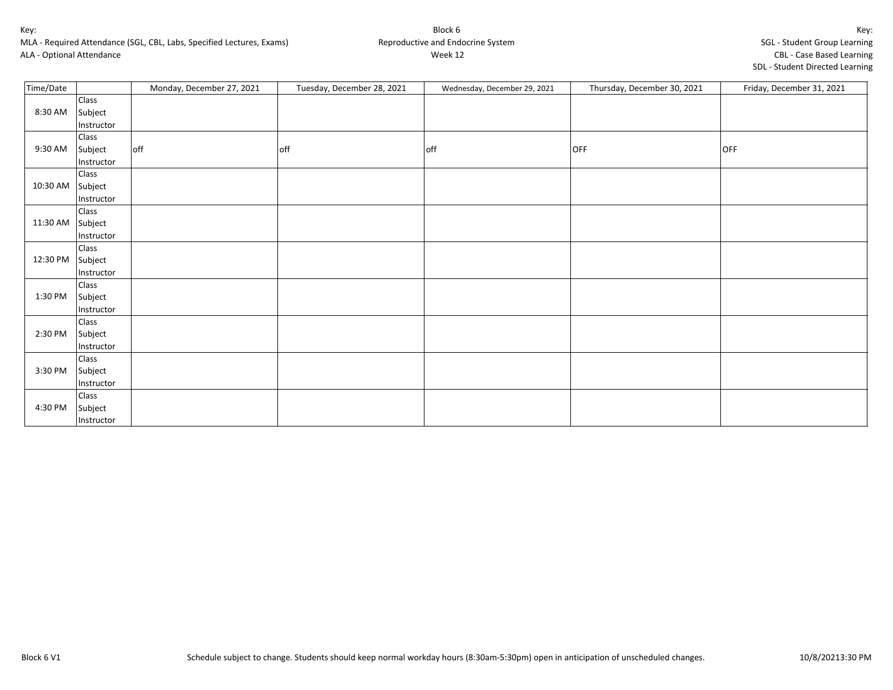Key:
MLA - Required Attendance (SGL, CBL, Labs, Specified Lectures, Exams)
ALA - Optional Attendance

Block 6
Reproductive and Endocrine System
Week 12

Key:
SGL - Student Group Learning
CBL - Case Based Learning
SDL - Student Directed Learning

| Time/Date | | Monday, December 27, 2021 | Tuesday, December 28, 2021 | Wednesday, December 29, 2021 | Thursday, December 30, 2021 | Friday, December 31, 2021 |
|---|---|---|---|---|---|---|
| 8:30 AM | Class<br>Subject<br>Instructor | | | | | |
| 9:30 AM | Class<br>Subject<br>Instructor | off | off | off | OFF | OFF |
| 10:30 AM | Class<br>Subject<br>Instructor | | | | | |
| 11:30 AM | Class<br>Subject<br>Instructor | | | | | |
| 12:30 PM | Class<br>Subject<br>Instructor | | | | | |
| 1:30 PM | Class<br>Subject<br>Instructor | | | | | |
| 2:30 PM | Class<br>Subject<br>Instructor | | | | | |
| 3:30 PM | Class<br>Subject<br>Instructor | | | | | |
| 4:30 PM | Class<br>Subject<br>Instructor | | | | | |

Block 6 V1 — Schedule subject to change. Students should keep normal workday hours (8:30am-5:30pm) open in anticipation of unscheduled changes. — 10/8/20213:30 PM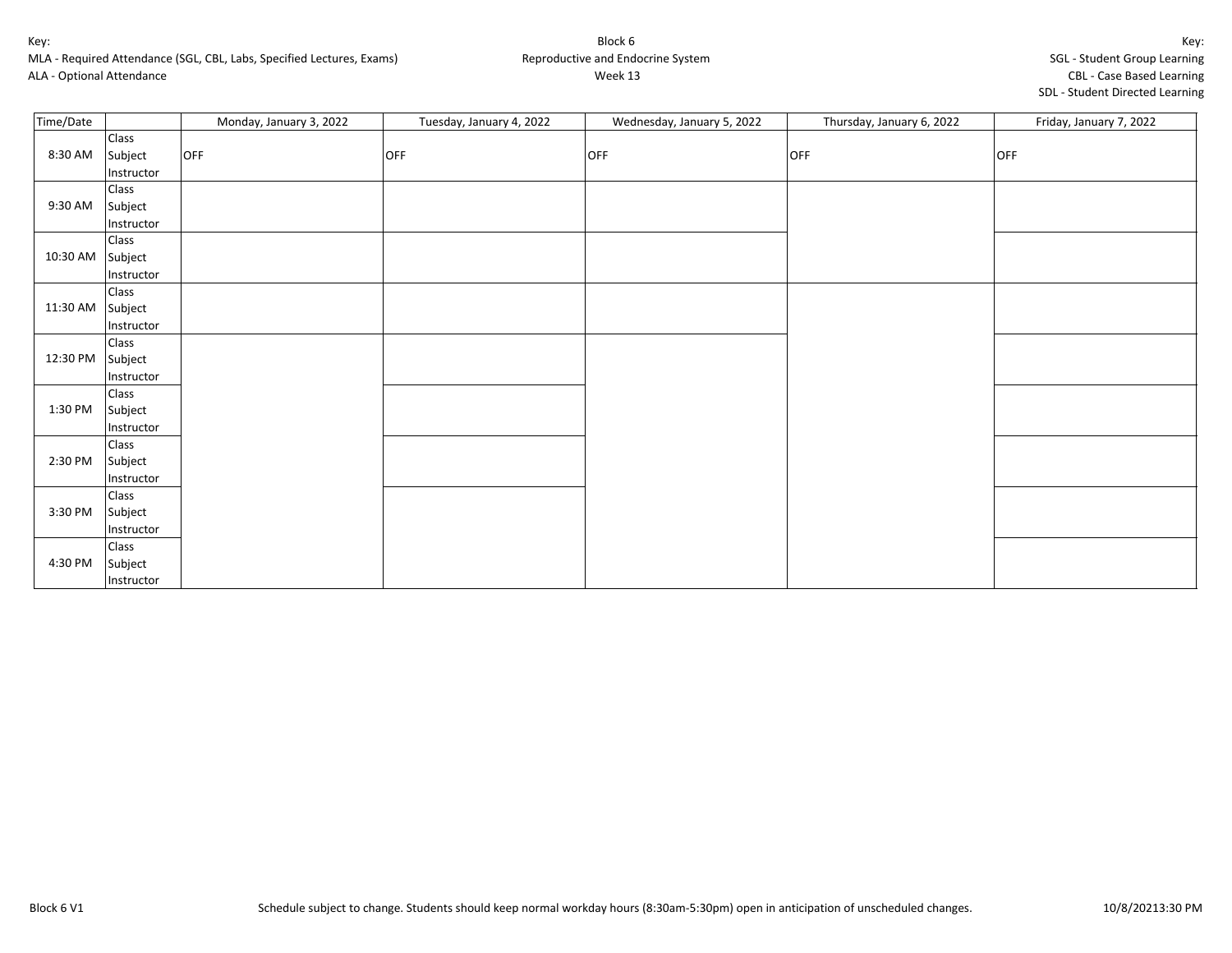Key:
MLA - Required Attendance (SGL, CBL, Labs, Specified Lectures, Exams)
ALA - Optional Attendance

Block 6
Reproductive and Endocrine System
Week 13

Key:
SGL - Student Group Learning
CBL - Case Based Learning
SDL - Student Directed Learning

| Time/Date | | Monday, January 3, 2022 | Tuesday, January 4, 2022 | Wednesday, January 5, 2022 | Thursday, January 6, 2022 | Friday, January 7, 2022 |
|---|---|---|---|---|---|---|
| 8:30 AM | Class<br>Subject<br>Instructor | OFF | OFF | OFF | OFF | OFF |
| 9:30 AM | Class<br>Subject<br>Instructor | | | | | |
| 10:30 AM | Class<br>Subject<br>Instructor | | | | | |
| 11:30 AM | Class<br>Subject<br>Instructor | | | | | |
| 12:30 PM | Class<br>Subject<br>Instructor | | | | | |
| 1:30 PM | Class<br>Subject<br>Instructor | | | | | |
| 2:30 PM | Class<br>Subject<br>Instructor | | | | | |
| 3:30 PM | Class<br>Subject<br>Instructor | | | | | |
| 4:30 PM | Class<br>Subject<br>Instructor | | | | | |

Block 6 V1

Schedule subject to change. Students should keep normal workday hours (8:30am-5:30pm) open in anticipation of unscheduled changes.

10/8/20213:30 PM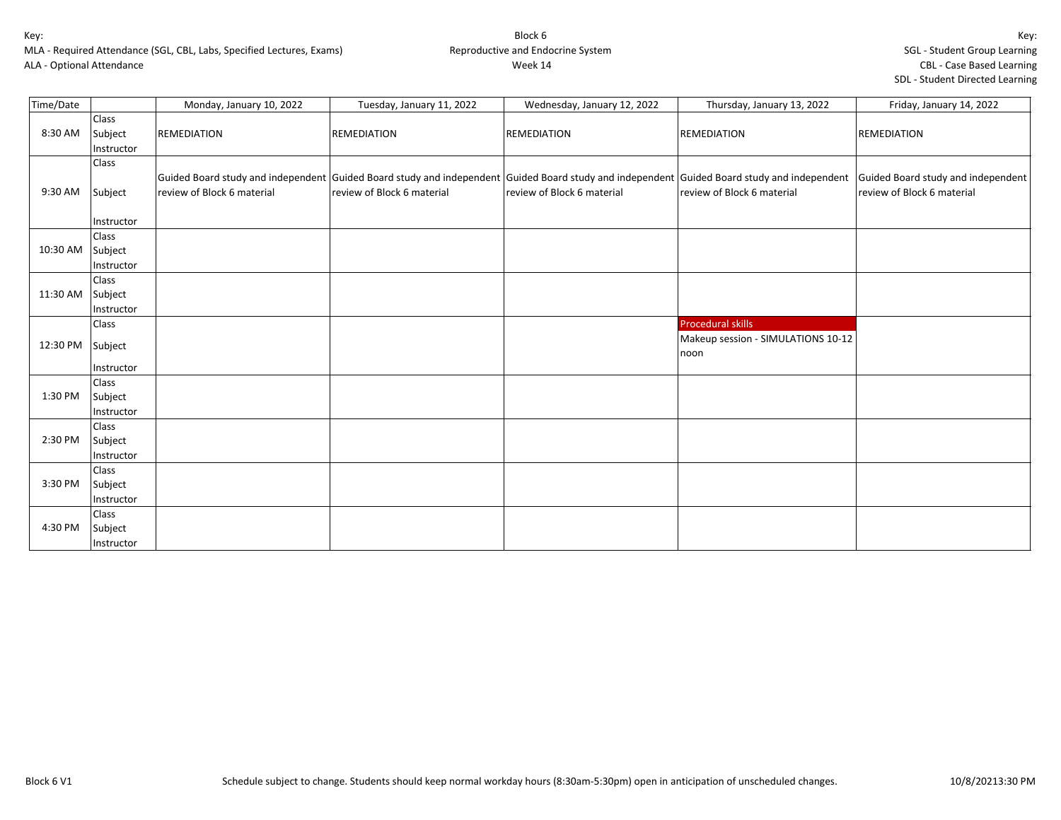Key:
MLA - Required Attendance (SGL, CBL, Labs, Specified Lectures, Exams)
ALA - Optional Attendance

Block 6
Reproductive and Endocrine System
Week 14

Key:
SGL - Student Group Learning
CBL - Case Based Learning
SDL - Student Directed Learning

| Time/Date | | Monday, January 10, 2022 | Tuesday, January 11, 2022 | Wednesday, January 12, 2022 | Thursday, January 13, 2022 | Friday, January 14, 2022 |
|---|---|---|---|---|---|---|
| 8:30 AM | Class<br>Subject<br>Instructor | REMEDIATION | REMEDIATION | REMEDIATION | REMEDIATION | REMEDIATION |
| 9:30 AM | Class<br>Subject<br>Instructor | Guided Board study and independent review of Block 6 material | Guided Board study and independent review of Block 6 material | Guided Board study and independent review of Block 6 material | Guided Board study and independent review of Block 6 material | Guided Board study and independent review of Block 6 material |
| 10:30 AM | Class<br>Subject<br>Instructor | | | | | |
| 11:30 AM | Class<br>Subject<br>Instructor | | | | | |
| 12:30 PM | Class<br>Subject<br>Instructor | | | | Procedural skills<br>Makeup session - SIMULATIONS 10-12 noon | |
| 1:30 PM | Class<br>Subject<br>Instructor | | | | | |
| 2:30 PM | Class<br>Subject<br>Instructor | | | | | |
| 3:30 PM | Class<br>Subject<br>Instructor | | | | | |
| 4:30 PM | Class<br>Subject<br>Instructor | | | | | |

Block 6 V1

Schedule subject to change. Students should keep normal workday hours (8:30am-5:30pm) open in anticipation of unscheduled changes.

10/8/20213:30 PM